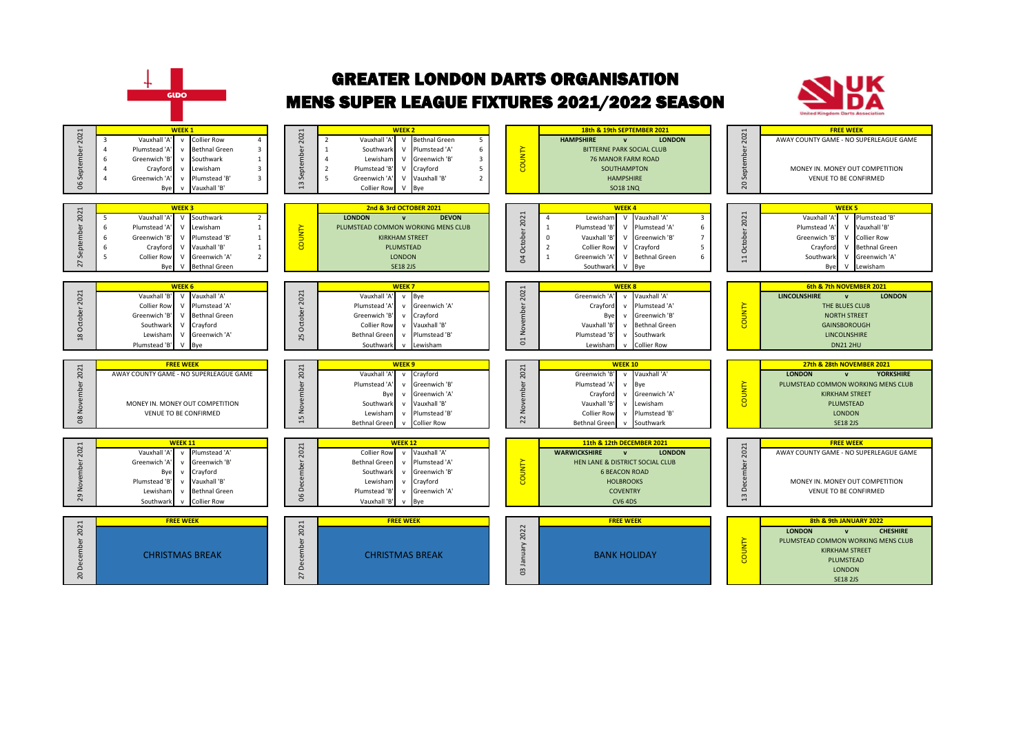# GREATER LONDON DARTS ORGANISATION

# MENS SUPER LEAGUE FIXTURES 2021/2022 SEASON

## WEEK 1 — 06 September 2021

| | Home | | Away | |
|---|---|---|---|---|
| 3 | Vauxhall 'A' | v | Collier Row | 4 |
| 4 | Plumstead 'A' | v | Bethnal Green | 3 |
| 6 | Greenwich 'B' | v | Southwark | 1 |
| 4 | Crayford | v | Lewisham | 3 |
| 4 | Greenwich 'A' | v | Plumstead 'B' | 3 |
| | Bye | v | Vauxhall 'B' | |

## WEEK 2 — 13 September 2021

| | Home | | Away | |
|---|---|---|---|---|
| 2 | Vauxhall 'A' | V | Bethnal Green | 5 |
| 1 | Southwark | V | Plumstead 'A' | 6 |
| 4 | Lewisham | V | Greenwich 'B' | 3 |
| 2 | Plumstead 'B' | V | Crayford | 5 |
| 5 | Greenwich 'A' | V | Vauxhall 'B' | 2 |
| | Collier Row | V | Bye | |

## COUNTY — 18th & 19th SEPTEMBER 2021

**HAMPSHIRE v LONDON**

BITTERNE PARK SOCIAL CLUB
76 MANOR FARM ROAD
SOUTHAMPTON
HAMPSHIRE
SO18 1NQ

## FREE WEEK — 20 September 2021

AWAY COUNTY GAME - NO SUPERLEAGUE GAME

MONEY IN. MONEY OUT COMPETITION
VENUE TO BE CONFIRMED

## WEEK 3 — 27 September 2021

| | Home | | Away | |
|---|---|---|---|---|
| 5 | Vauxhall 'A' | V | Southwark | 2 |
| 6 | Plumstead 'A' | V | Lewisham | 1 |
| 6 | Greenwich 'B' | V | Plumstead 'B' | 1 |
| 6 | Crayford | V | Vauxhall 'B' | 1 |
| 5 | Collier Row | V | Greenwich 'A' | 2 |
| | Bye | V | Bethnal Green | |

## COUNTY — 2nd & 3rd OCTOBER 2021

**LONDON v DEVON**

PLUMSTEAD COMMON WORKING MENS CLUB
KIRKHAM STREET
PLUMSTEAD
LONDON
SE18 2JS

## WEEK 4 — 04 October 2021

| | Home | | Away | |
|---|---|---|---|---|
| 4 | Lewisham | V | Vauxhall 'A' | 3 |
| 1 | Plumstead 'B' | V | Plumstead 'A' | 6 |
| 0 | Vauxhall 'B' | V | Greenwich 'B' | 7 |
| 2 | Collier Row | V | Crayford | 5 |
| 1 | Greenwich 'A' | V | Bethnal Green | 6 |
| | Southwark | V | Bye | |

## WEEK 5 — 11 October 2021

| Home | | Away |
|---|---|---|
| Vauxhall 'A' | V | Plumstead 'B' |
| Plumstead 'A' | V | Vauxhall 'B' |
| Greenwich 'B' | V | Collier Row |
| Crayford | V | Bethnal Green |
| Southwark | V | Greenwich 'A' |
| Bye | V | Lewisham |

## WEEK 6 — 18 October 2021

| Home | | Away |
|---|---|---|
| Vauxhall 'B' | V | Vauxhall 'A' |
| Collier Row | V | Plumstead 'A' |
| Greenwich 'B' | V | Bethnal Green |
| Southwark | V | Crayford |
| Lewisham | V | Greenwich 'A' |
| Plumstead 'B' | V | Bye |

## WEEK 7 — 25 October 2021

| Home | | Away |
|---|---|---|
| Vauxhall 'A' | v | Bye |
| Plumstead 'A' | v | Greenwich 'A' |
| Greenwich 'B' | v | Crayford |
| Collier Row | v | Vauxhall 'B' |
| Bethnal Green | v | Plumstead 'B' |
| Southwark | v | Lewisham |

## WEEK 8 — 01 November 2021

| Home | | Away |
|---|---|---|
| Greenwich 'A' | v | Vauxhall 'A' |
| Crayford | v | Plumstead 'A' |
| Bye | v | Greenwich 'B' |
| Vauxhall 'B' | v | Bethnal Green |
| Plumstead 'B' | v | Southwark |
| Lewisham | v | Collier Row |

## COUNTY — 6th & 7th NOVEMBER 2021

**LINCOLNSHIRE v LONDON**

THE BLUES CLUB
NORTH STREET
GAINSBOROUGH
LINCOLNSHIRE
DN21 2HU

## FREE WEEK — 08 November 2021

AWAY COUNTY GAME - NO SUPERLEAGUE GAME

MONEY IN. MONEY OUT COMPETITION
VENUE TO BE CONFIRMED

## WEEK 9 — 15 November 2021

| Home | | Away |
|---|---|---|
| Vauxhall 'A' | v | Crayford |
| Plumstead 'A' | v | Greenwich 'B' |
| Bye | v | Greenwich 'A' |
| Southwark | v | Vauxhall 'B' |
| Lewisham | v | Plumstead 'B' |
| Bethnal Green | v | Collier Row |

## WEEK 10 — 22 November 2021

| Home | | Away |
|---|---|---|
| Greenwich 'B' | v | Vauxhall 'A' |
| Plumstead 'A' | v | Bye |
| Crayford | v | Greenwich 'A' |
| Vauxhall 'B' | v | Lewisham |
| Collier Row | v | Plumstead 'B' |
| Bethnal Green | v | Southwark |

## COUNTY — 27th & 28th NOVEMBER 2021

**LONDON v YORKSHIRE**

PLUMSTEAD COMMON WORKING MENS CLUB
KIRKHAM STREET
PLUMSTEAD
LONDON
SE18 2JS

## WEEK 11 — 29 November 2021

| Home | | Away |
|---|---|---|
| Vauxhall 'A' | v | Plumstead 'A' |
| Greenwich 'A' | v | Greenwich 'B' |
| Bye | v | Crayford |
| Plumstead 'B' | v | Vauxhall 'B' |
| Lewisham | v | Bethnal Green |
| Southwark | v | Collier Row |

## WEEK 12 — 06 December 2021

| Home | | Away |
|---|---|---|
| Collier Row | v | Vauxhall 'A' |
| Bethnal Green | v | Plumstead 'A' |
| Southwark | v | Greenwich 'B' |
| Lewisham | v | Crayford |
| Plumstead 'B' | v | Greenwich 'A' |
| Vauxhall 'B' | v | Bye |

## COUNTY — 11th & 12th DECEMBER 2021

**WARWICKSHIRE v LONDON**

HEN LANE & DISTRICT SOCIAL CLUB
6 BEACON ROAD
HOLBROOKS
COVENTRY
CV6 4DS

## FREE WEEK — 13 December 2021

AWAY COUNTY GAME - NO SUPERLEAGUE GAME

MONEY IN. MONEY OUT COMPETITION
VENUE TO BE CONFIRMED

## FREE WEEK — 20 December 2021

CHRISTMAS BREAK

## FREE WEEK — 27 December 2021

CHRISTMAS BREAK

## FREE WEEK — 03 January 2022

BANK HOLIDAY

## COUNTY — 8th & 9th JANUARY 2022

**LONDON v CHESHIRE**

PLUMSTEAD COMMON WORKING MENS CLUB
KIRKHAM STREET
PLUMSTEAD
LONDON
SE18 2JS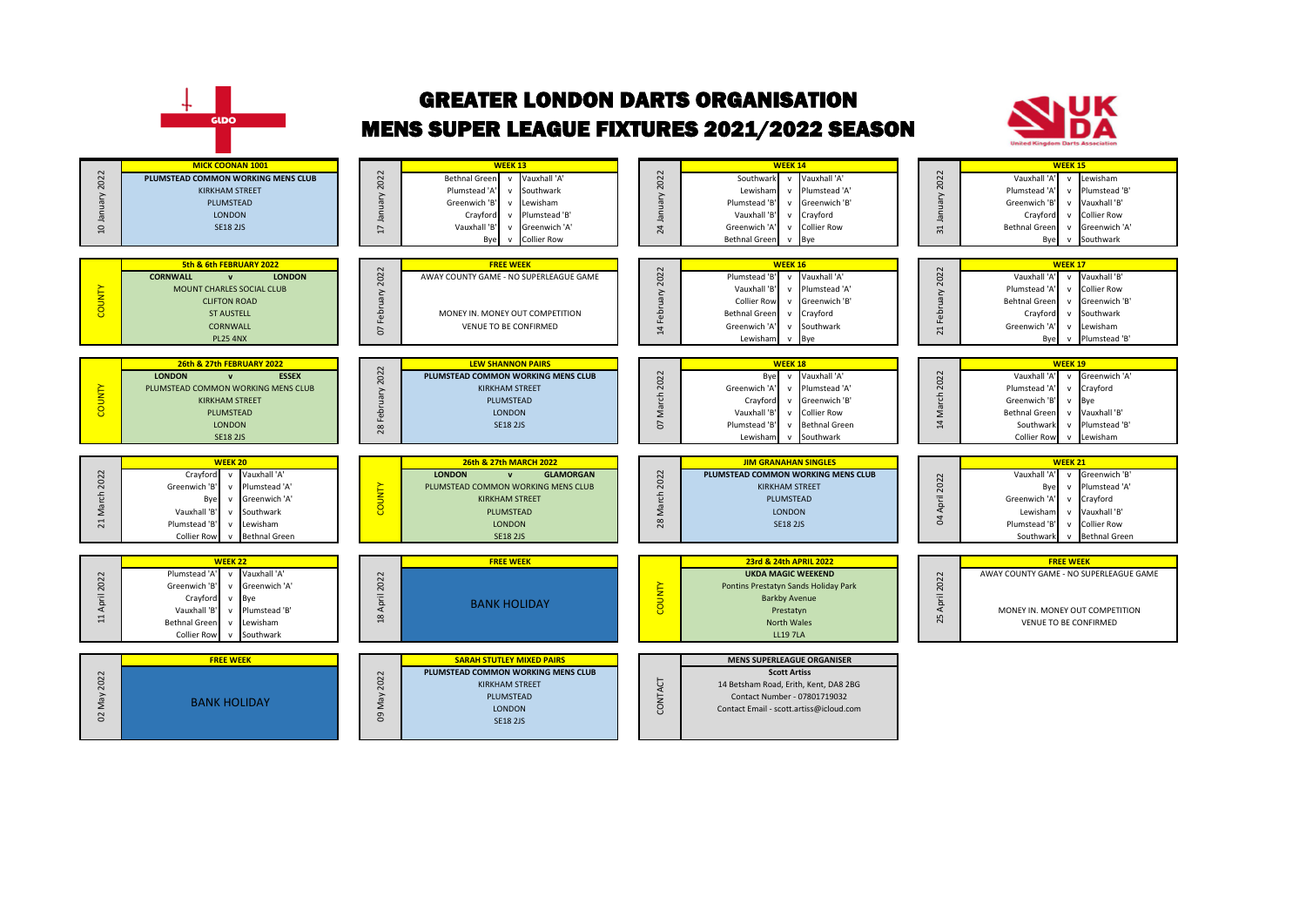# GREATER LONDON DARTS ORGANISATION
## MENS SUPER LEAGUE FIXTURES 2021/2022 SEASON

### 10 January 2022 — MICK COONAN 1001

PLUMSTEAD COMMON WORKING MENS CLUB
KIRKHAM STREET
PLUMSTEAD
LONDON
SE18 2JS

### 17 January 2022 — WEEK 13

| | | |
|---|---|---|
| Bethnal Green | v | Vauxhall 'A' |
| Plumstead 'A' | v | Southwark |
| Greenwich 'B' | v | Lewisham |
| Crayford | v | Plumstead 'B' |
| Vauxhall 'B' | v | Greenwich 'A' |
| Bye | v | Collier Row |

### 24 January 2022 — WEEK 14

| | | |
|---|---|---|
| Southwark | v | Vauxhall 'A' |
| Lewisham | v | Plumstead 'A' |
| Plumstead 'B' | v | Greenwich 'B' |
| Vauxhall 'B' | v | Crayford |
| Greenwich 'A' | v | Collier Row |
| Bethnal Green | v | Bye |

### 31 January 2022 — WEEK 15

| | | |
|---|---|---|
| Vauxhall 'A' | v | Lewisham |
| Plumstead 'A' | v | Plumstead 'B' |
| Greenwich 'B' | v | Vauxhall 'B' |
| Crayford | v | Collier Row |
| Bethnal Green | v | Greenwich 'A' |
| Bye | v | Southwark |

### COUNTY — 5th & 6th FEBRUARY 2022

**CORNWALL v LONDON**

MOUNT CHARLES SOCIAL CLUB
CLIFTON ROAD
ST AUSTELL
CORNWALL
PL25 4NX

### 07 February 2022 — FREE WEEK

AWAY COUNTY GAME - NO SUPERLEAGUE GAME

MONEY IN. MONEY OUT COMPETITION
VENUE TO BE CONFIRMED

### 14 February 2022 — WEEK 16

| | | |
|---|---|---|
| Plumstead 'B' | v | Vauxhall 'A' |
| Vauxhall 'B' | v | Plumstead 'A' |
| Collier Row | v | Greenwich 'B' |
| Bethnal Green | v | Crayford |
| Greenwich 'A' | v | Southwark |
| Lewisham | v | Bye |

### 21 February 2022 — WEEK 17

| | | |
|---|---|---|
| Vauxhall 'A' | v | Vauxhall 'B' |
| Plumstead 'A' | v | Collier Row |
| Behtnal Green | v | Greenwich 'B' |
| Crayford | v | Southwark |
| Greenwich 'A' | v | Lewisham |
| Bye | v | Plumstead 'B' |

### COUNTY — 26th & 27th FEBRUARY 2022

**LONDON v ESSEX**

PLUMSTEAD COMMON WORKING MENS CLUB
KIRKHAM STREET
PLUMSTEAD
LONDON
SE18 2JS

### 28 February 2022 — LEW SHANNON PAIRS

PLUMSTEAD COMMON WORKING MENS CLUB
KIRKHAM STREET
PLUMSTEAD
LONDON
SE18 2JS

### 07 March 2022 — WEEK 18

| | | |
|---|---|---|
| Bye | v | Vauxhall 'A' |
| Greenwich 'A' | v | Plumstead 'A' |
| Crayford | v | Greenwich 'B' |
| Vauxhall 'B' | v | Collier Row |
| Plumstead 'B' | v | Bethnal Green |
| Lewisham | v | Southwark |

### 14 March 2022 — WEEK 19

| | | |
|---|---|---|
| Vauxhall 'A' | v | Greenwich 'A' |
| Plumstead 'A' | v | Crayford |
| Greenwich 'B' | v | Bye |
| Bethnal Green | v | Vauxhall 'B' |
| Southwark | v | Plumstead 'B' |
| Collier Row | v | Lewisham |

### 21 March 2022 — WEEK 20

| | | |
|---|---|---|
| Crayford | v | Vauxhall 'A' |
| Greenwich 'B' | v | Plumstead 'A' |
| Bye | v | Greenwich 'A' |
| Vauxhall 'B' | v | Southwark |
| Plumstead 'B' | v | Lewisham |
| Collier Row | v | Bethnal Green |

### COUNTY — 26th & 27th MARCH 2022

**LONDON v GLAMORGAN**

PLUMSTEAD COMMON WORKING MENS CLUB
KIRKHAM STREET
PLUMSTEAD
LONDON
SE18 2JS

### 28 March 2022 — JIM GRANAHAN SINGLES

PLUMSTEAD COMMON WORKING MENS CLUB
KIRKHAM STREET
PLUMSTEAD
LONDON
SE18 2JS

### 04 April 2022 — WEEK 21

| | | |
|---|---|---|
| Vauxhall 'A' | v | Greenwich 'B' |
| Bye | v | Plumstead 'A' |
| Greenwich 'A' | v | Crayford |
| Lewisham | v | Vauxhall 'B' |
| Plumstead 'B' | v | Collier Row |
| Southwark | v | Bethnal Green |

### 11 April 2022 — WEEK 22

| | | |
|---|---|---|
| Plumstead 'A' | v | Vauxhall 'A' |
| Greenwich 'B' | v | Greenwich 'A' |
| Crayford | v | Bye |
| Vauxhall 'B' | v | Plumstead 'B' |
| Bethnal Green | v | Lewisham |
| Collier Row | v | Southwark |

### 18 April 2022 — FREE WEEK

BANK HOLIDAY

### COUNTY — 23rd & 24th APRIL 2022

**UKDA MAGIC WEEKEND**
Pontins Prestatyn Sands Holiday Park
Barkby Avenue
Prestatyn
North Wales
LL19 7LA

### 25 April 2022 — FREE WEEK

AWAY COUNTY GAME - NO SUPERLEAGUE GAME

MONEY IN. MONEY OUT COMPETITION
VENUE TO BE CONFIRMED

### 02 May 2022 — FREE WEEK

BANK HOLIDAY

### 09 May 2022 — SARAH STUTLEY MIXED PAIRS

PLUMSTEAD COMMON WORKING MENS CLUB
KIRKHAM STREET
PLUMSTEAD
LONDON
SE18 2JS

### CONTACT — MENS SUPERLEAGUE ORGANISER

**Scott Artiss**
14 Betsham Road, Erith, Kent, DA8 2BG
Contact Number - 07801719032
Contact Email - scott.artiss@icloud.com